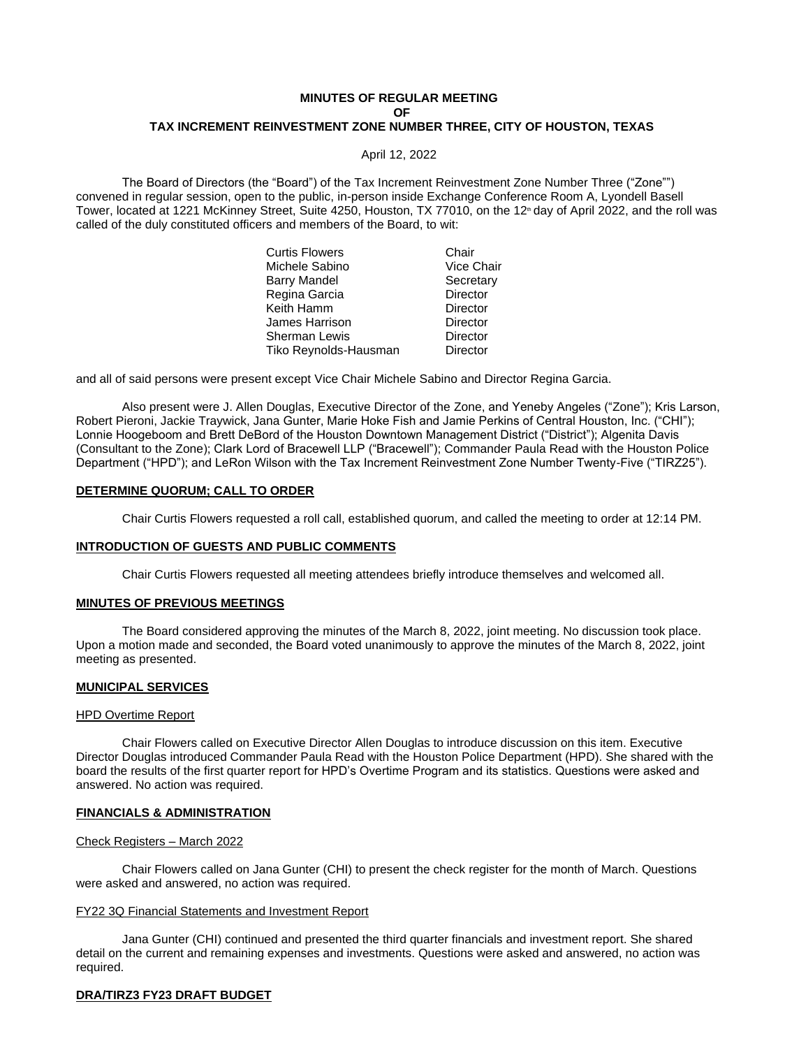**MINUTES OF REGULAR MEETING**
**OF**
**TAX INCREMENT REINVESTMENT ZONE NUMBER THREE, CITY OF HOUSTON, TEXAS**

April 12, 2022

The Board of Directors (the "Board") of the Tax Increment Reinvestment Zone Number Three ("Zone"") convened in regular session, open to the public, in-person inside Exchange Conference Room A, Lyondell Basell Tower, located at 1221 McKinney Street, Suite 4250, Houston, TX 77010, on the 12th day of April 2022, and the roll was called of the duly constituted officers and members of the Board, to wit:

| | |
|---|---|
| Curtis Flowers | Chair |
| Michele Sabino | Vice Chair |
| Barry Mandel | Secretary |
| Regina Garcia | Director |
| Keith Hamm | Director |
| James Harrison | Director |
| Sherman Lewis | Director |
| Tiko Reynolds-Hausman | Director |

and all of said persons were present except Vice Chair Michele Sabino and Director Regina Garcia.

Also present were J. Allen Douglas, Executive Director of the Zone, and Yeneby Angeles ("Zone"); Kris Larson, Robert Pieroni, Jackie Traywick, Jana Gunter, Marie Hoke Fish and Jamie Perkins of Central Houston, Inc. ("CHI"); Lonnie Hoogeboom and Brett DeBord of the Houston Downtown Management District ("District"); Algenita Davis (Consultant to the Zone); Clark Lord of Bracewell LLP ("Bracewell"); Commander Paula Read with the Houston Police Department ("HPD"); and LeRon Wilson with the Tax Increment Reinvestment Zone Number Twenty-Five ("TIRZ25").

**DETERMINE QUORUM; CALL TO ORDER**

Chair Curtis Flowers requested a roll call, established quorum, and called the meeting to order at 12:14 PM.

**INTRODUCTION OF GUESTS AND PUBLIC COMMENTS**

Chair Curtis Flowers requested all meeting attendees briefly introduce themselves and welcomed all.

**MINUTES OF PREVIOUS MEETINGS**

The Board considered approving the minutes of the March 8, 2022, joint meeting. No discussion took place. Upon a motion made and seconded, the Board voted unanimously to approve the minutes of the March 8, 2022, joint meeting as presented.

**MUNICIPAL SERVICES**

HPD Overtime Report

Chair Flowers called on Executive Director Allen Douglas to introduce discussion on this item. Executive Director Douglas introduced Commander Paula Read with the Houston Police Department (HPD). She shared with the board the results of the first quarter report for HPD's Overtime Program and its statistics. Questions were asked and answered. No action was required.

**FINANCIALS & ADMINISTRATION**

Check Registers – March 2022

Chair Flowers called on Jana Gunter (CHI) to present the check register for the month of March. Questions were asked and answered, no action was required.

FY22 3Q Financial Statements and Investment Report

Jana Gunter (CHI) continued and presented the third quarter financials and investment report. She shared detail on the current and remaining expenses and investments. Questions were asked and answered, no action was required.

**DRA/TIRZ3 FY23 DRAFT BUDGET**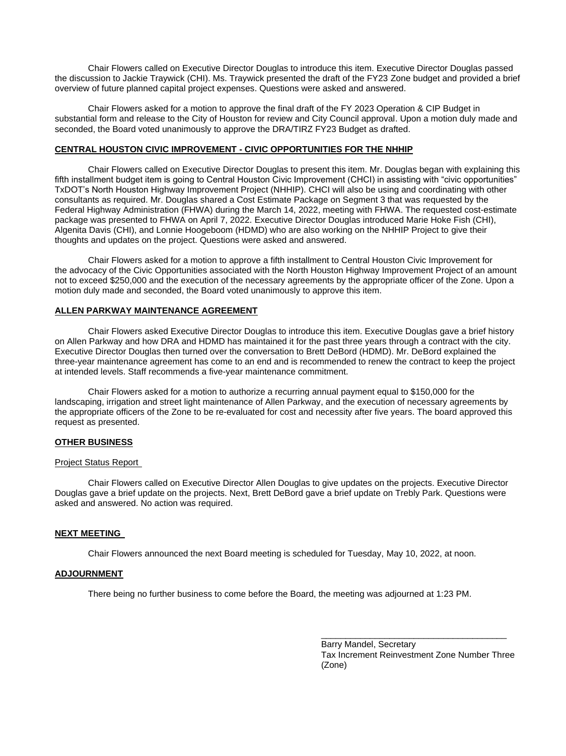Chair Flowers called on Executive Director Douglas to introduce this item. Executive Director Douglas passed the discussion to Jackie Traywick (CHI). Ms. Traywick presented the draft of the FY23 Zone budget and provided a brief overview of future planned capital project expenses. Questions were asked and answered.

Chair Flowers asked for a motion to approve the final draft of the FY 2023 Operation & CIP Budget in substantial form and release to the City of Houston for review and City Council approval. Upon a motion duly made and seconded, the Board voted unanimously to approve the DRA/TIRZ FY23 Budget as drafted.

**CENTRAL HOUSTON CIVIC IMPROVEMENT - CIVIC OPPORTUNITIES FOR THE NHHIP**

Chair Flowers called on Executive Director Douglas to present this item. Mr. Douglas began with explaining this fifth installment budget item is going to Central Houston Civic Improvement (CHCI) in assisting with "civic opportunities" TxDOT's North Houston Highway Improvement Project (NHHIP). CHCI will also be using and coordinating with other consultants as required. Mr. Douglas shared a Cost Estimate Package on Segment 3 that was requested by the Federal Highway Administration (FHWA) during the March 14, 2022, meeting with FHWA. The requested cost-estimate package was presented to FHWA on April 7, 2022. Executive Director Douglas introduced Marie Hoke Fish (CHI), Algenita Davis (CHI), and Lonnie Hoogeboom (HDMD) who are also working on the NHHIP Project to give their thoughts and updates on the project. Questions were asked and answered.

Chair Flowers asked for a motion to approve a fifth installment to Central Houston Civic Improvement for the advocacy of the Civic Opportunities associated with the North Houston Highway Improvement Project of an amount not to exceed $250,000 and the execution of the necessary agreements by the appropriate officer of the Zone. Upon a motion duly made and seconded, the Board voted unanimously to approve this item.

**ALLEN PARKWAY MAINTENANCE AGREEMENT**

Chair Flowers asked Executive Director Douglas to introduce this item. Executive Douglas gave a brief history on Allen Parkway and how DRA and HDMD has maintained it for the past three years through a contract with the city. Executive Director Douglas then turned over the conversation to Brett DeBord (HDMD). Mr. DeBord explained the three-year maintenance agreement has come to an end and is recommended to renew the contract to keep the project at intended levels. Staff recommends a five-year maintenance commitment.

Chair Flowers asked for a motion to authorize a recurring annual payment equal to $150,000 for the landscaping, irrigation and street light maintenance of Allen Parkway, and the execution of necessary agreements by the appropriate officers of the Zone to be re-evaluated for cost and necessity after five years. The board approved this request as presented.

**OTHER BUSINESS**

Project Status Report

Chair Flowers called on Executive Director Allen Douglas to give updates on the projects. Executive Director Douglas gave a brief update on the projects. Next, Brett DeBord gave a brief update on Trebly Park. Questions were asked and answered. No action was required.

**NEXT MEETING**

Chair Flowers announced the next Board meeting is scheduled for Tuesday, May 10, 2022, at noon.

**ADJOURNMENT**

There being no further business to come before the Board, the meeting was adjourned at 1:23 PM.

\_\_\_\_\_\_\_\_\_\_\_\_\_\_\_\_\_\_\_\_\_\_\_\_\_\_\_\_\_\_\_\_\_\_\_\_\_\_\_\_

Barry Mandel, Secretary
Tax Increment Reinvestment Zone Number Three (Zone)